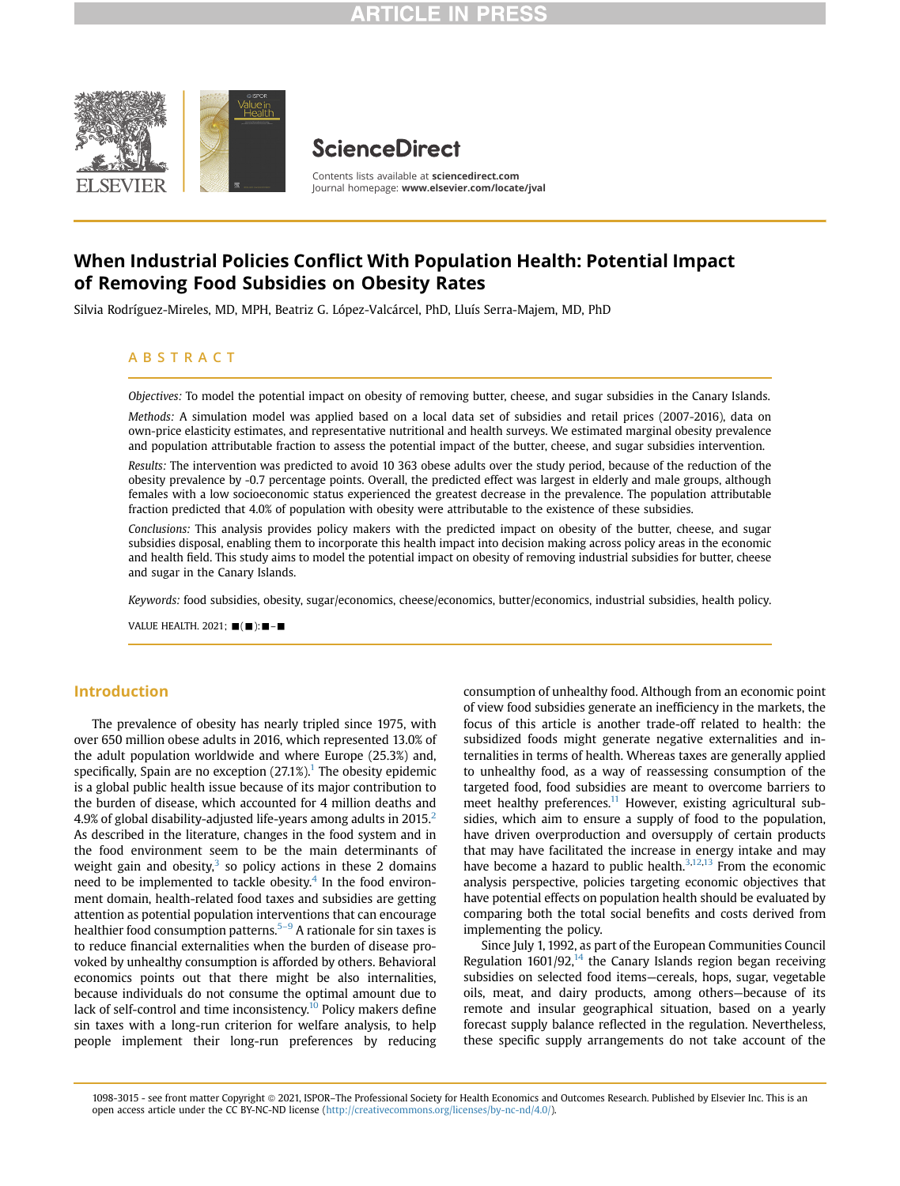# When Industrial Policies Conflict With Population Health: Potential Impact of Removing Food Subsidies on Obesity Rates

Silvia Rodríguez-Mireles, MD, MPH, Beatriz G. López-Valcárcel, PhD, Lluís Serra-Majem, MD, PhD

## ABSTRACT

*Objectives:* To model the potential impact on obesity of removing butter, cheese, and sugar subsidies in the Canary Islands.

*Methods:* A simulation model was applied based on a local data set of subsidies and retail prices (2007-2016), data on own-price elasticity estimates, and representative nutritional and health surveys. We estimated marginal obesity prevalence and population attributable fraction to assess the potential impact of the butter, cheese, and sugar subsidies intervention.

*Results:* The intervention was predicted to avoid 10 363 obese adults over the study period, because of the reduction of the obesity prevalence by -0.7 percentage points. Overall, the predicted effect was largest in elderly and male groups, although females with a low socioeconomic status experienced the greatest decrease in the prevalence. The population attributable fraction predicted that 4.0% of population with obesity were attributable to the existence of these subsidies.

*Conclusions:* This analysis provides policy makers with the predicted impact on obesity of the butter, cheese, and sugar subsidies disposal, enabling them to incorporate this health impact into decision making across policy areas in the economic and health field. This study aims to model the potential impact on obesity of removing industrial subsidies for butter, cheese and sugar in the Canary Islands.

*Keywords:* food subsidies, obesity, sugar/economics, cheese/economics, butter/economics, industrial subsidies, health policy.

## Introduction

The prevalence of obesity has nearly tripled since 1975, with over 650 million obese adults in 2016, which represented 13.0% of the adult population worldwide and where Europe (25.3%) and, specifically, Spain are no exception (27.1%).[1] The obesity epidemic is a global public health issue because of its major contribution to the burden of disease, which accounted for 4 million deaths and 4.9% of global disability-adjusted life-years among adults in 2015.[2] As described in the literature, changes in the food system and in the food environment seem to be the main determinants of weight gain and obesity,[3] so policy actions in these 2 domains need to be implemented to tackle obesity.[4] In the food environment domain, health-related food taxes and subsidies are getting attention as potential population interventions that can encourage healthier food consumption patterns.[5–9] A rationale for sin taxes is to reduce financial externalities when the burden of disease provoked by unhealthy consumption is afforded by others. Behavioral economics points out that there might be also internalities, because individuals do not consume the optimal amount due to lack of self-control and time inconsistency.[10] Policy makers define sin taxes with a long-run criterion for welfare analysis, to help people implement their long-run preferences by reducing consumption of unhealthy food. Although from an economic point of view food subsidies generate an inefficiency in the markets, the focus of this article is another trade-off related to health: the subsidized foods might generate negative externalities and internalities in terms of health. Whereas taxes are generally applied to unhealthy food, as a way of reassessing consumption of the targeted food, food subsidies are meant to overcome barriers to meet healthy preferences.[11] However, existing agricultural subsidies, which aim to ensure a supply of food to the population, have driven overproduction and oversupply of certain products that may have facilitated the increase in energy intake and may have become a hazard to public health.[3,12,13] From the economic analysis perspective, policies targeting economic objectives that have potential effects on population health should be evaluated by comparing both the total social benefits and costs derived from implementing the policy.

Since July 1, 1992, as part of the European Communities Council Regulation 1601/92,[14] the Canary Islands region began receiving subsidies on selected food items—cereals, hops, sugar, vegetable oils, meat, and dairy products, among others—because of its remote and insular geographical situation, based on a yearly forecast supply balance reflected in the regulation. Nevertheless, these specific supply arrangements do not take account of the

1098-3015 - see front matter Copyright © 2021, ISPOR–The Professional Society for Health Economics and Outcomes Research. Published by Elsevier Inc. This is an open access article under the CC BY-NC-ND license (http://creativecommons.org/licenses/by-nc-nd/4.0/).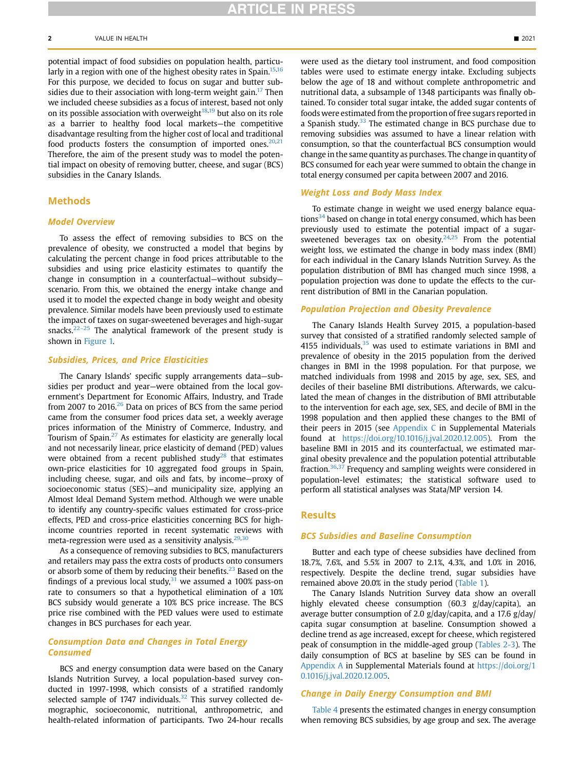potential impact of food subsidies on population health, particularly in a region with one of the highest obesity rates in Spain.[15,16] For this purpose, we decided to focus on sugar and butter subsidies due to their association with long-term weight gain.[17] Then we included cheese subsidies as a focus of interest, based not only on its possible association with overweight[18,19] but also on its role as a barrier to healthy food local markets—the competitive disadvantage resulting from the higher cost of local and traditional food products fosters the consumption of imported ones.[20,21] Therefore, the aim of the present study was to model the potential impact on obesity of removing butter, cheese, and sugar (BCS) subsidies in the Canary Islands.

## Methods

### Model Overview

To assess the effect of removing subsidies to BCS on the prevalence of obesity, we constructed a model that begins by calculating the percent change in food prices attributable to the subsidies and using price elasticity estimates to quantify the change in consumption in a counterfactual—without subsidy—scenario. From this, we obtained the energy intake change and used it to model the expected change in body weight and obesity prevalence. Similar models have been previously used to estimate the impact of taxes on sugar-sweetened beverages and high-sugar snacks.[22–25] The analytical framework of the present study is shown in Figure 1.

### Subsidies, Prices, and Price Elasticities

The Canary Islands' specific supply arrangements data—subsidies per product and year—were obtained from the local government's Department for Economic Affairs, Industry, and Trade from 2007 to 2016.[26] Data on prices of BCS from the same period came from the consumer food prices data set, a weekly average prices information of the Ministry of Commerce, Industry, and Tourism of Spain.[27] As estimates for elasticity are generally local and not necessarily linear, price elasticity of demand (PED) values were obtained from a recent published study[28] that estimates own-price elasticities for 10 aggregated food groups in Spain, including cheese, sugar, and oils and fats, by income—proxy of socioeconomic status (SES)—and municipality size, applying an Almost Ideal Demand System method. Although we were unable to identify any country-specific values estimated for cross-price effects, PED and cross-price elasticities concerning BCS for high-income countries reported in recent systematic reviews with meta-regression were used as a sensitivity analysis.[29,30]

As a consequence of removing subsidies to BCS, manufacturers and retailers may pass the extra costs of products onto consumers or absorb some of them by reducing their benefits.[23] Based on the findings of a previous local study,[31] we assumed a 100% pass-on rate to consumers so that a hypothetical elimination of a 10% BCS subsidy would generate a 10% BCS price increase. The BCS price rise combined with the PED values were used to estimate changes in BCS purchases for each year.

### Consumption Data and Changes in Total Energy Consumed

BCS and energy consumption data were based on the Canary Islands Nutrition Survey, a local population-based survey conducted in 1997-1998, which consists of a stratified randomly selected sample of 1747 individuals.[32] This survey collected demographic, socioeconomic, nutritional, anthropometric, and health-related information of participants. Two 24-hour recalls were used as the dietary tool instrument, and food composition tables were used to estimate energy intake. Excluding subjects below the age of 18 and without complete anthropometric and nutritional data, a subsample of 1348 participants was finally obtained. To consider total sugar intake, the added sugar contents of foods were estimated from the proportion of free sugars reported in a Spanish study.[33] The estimated change in BCS purchase due to removing subsidies was assumed to have a linear relation with consumption, so that the counterfactual BCS consumption would change in the same quantity as purchases. The change in quantity of BCS consumed for each year were summed to obtain the change in total energy consumed per capita between 2007 and 2016.

### Weight Loss and Body Mass Index

To estimate change in weight we used energy balance equations[34] based on change in total energy consumed, which has been previously used to estimate the potential impact of a sugar-sweetened beverages tax on obesity.[24,25] From the potential weight loss, we estimated the change in body mass index (BMI) for each individual in the Canary Islands Nutrition Survey. As the population distribution of BMI has changed much since 1998, a population projection was done to update the effects to the current distribution of BMI in the Canarian population.

### Population Projection and Obesity Prevalence

The Canary Islands Health Survey 2015, a population-based survey that consisted of a stratified randomly selected sample of 4155 individuals,[35] was used to estimate variations in BMI and prevalence of obesity in the 2015 population from the derived changes in BMI in the 1998 population. For that purpose, we matched individuals from 1998 and 2015 by age, sex, SES, and deciles of their baseline BMI distributions. Afterwards, we calculated the mean of changes in the distribution of BMI attributable to the intervention for each age, sex, SES, and decile of BMI in the 1998 population and then applied these changes to the BMI of their peers in 2015 (see Appendix C in Supplemental Materials found at https://doi.org/10.1016/j.jval.2020.12.005). From the baseline BMI in 2015 and its counterfactual, we estimated marginal obesity prevalence and the population potential attributable fraction.[36,37] Frequency and sampling weights were considered in population-level estimates; the statistical software used to perform all statistical analyses was Stata/MP version 14.

## Results

### BCS Subsidies and Baseline Consumption

Butter and each type of cheese subsidies have declined from 18.7%, 7.6%, and 5.5% in 2007 to 2.1%, 4.3%, and 1.0% in 2016, respectively. Despite the decline trend, sugar subsidies have remained above 20.0% in the study period (Table 1).

The Canary Islands Nutrition Survey data show an overall highly elevated cheese consumption (60.3 g/day/capita), an average butter consumption of 2.0 g/day/capita, and a 17.6 g/day/capita sugar consumption at baseline. Consumption showed a decline trend as age increased, except for cheese, which registered peak of consumption in the middle-aged group (Tables 2-3). The daily consumption of BCS at baseline by SES can be found in Appendix A in Supplemental Materials found at https://doi.org/10.1016/j.jval.2020.12.005.

### Change in Daily Energy Consumption and BMI

Table 4 presents the estimated changes in energy consumption when removing BCS subsidies, by age group and sex. The average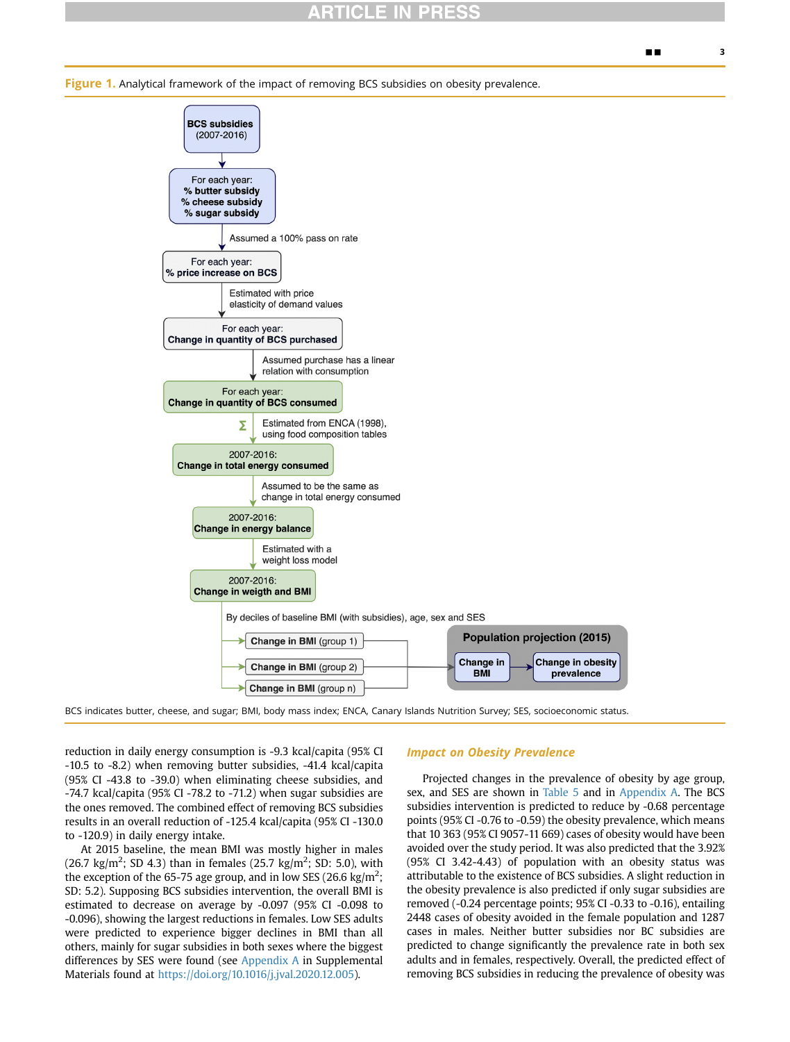**Figure 1.** Analytical framework of the impact of removing BCS subsidies on obesity prevalence.

- **BCS subsidies** (2007-2016)
- For each year: **% butter subsidy**, **% cheese subsidy**, **% sugar subsidy**
  - *Assumed a 100% pass on rate*
- For each year: **% price increase on BCS**
  - *Estimated with price elasticity of demand values*
- For each year: **Change in quantity of BCS purchased**
  - *Assumed purchase has a linear relation with consumption*
- For each year: **Change in quantity of BCS consumed**
  - Σ *Estimated from ENCA (1998), using food composition tables*
- 2007-2016: **Change in total energy consumed**
  - *Assumed to be the same as change in total energy consumed*
- 2007-2016: **Change in energy balance**
  - *Estimated with a weight loss model*
- 2007-2016: **Change in weigth and BMI**
  - *By deciles of baseline BMI (with subsidies), age, sex and SES*
  - **Change in BMI** (group 1)
  - **Change in BMI** (group 2)
  - **Change in BMI** (group n)
- **Population projection (2015)**: **Change in BMI** → **Change in obesity prevalence**

BCS indicates butter, cheese, and sugar; BMI, body mass index; ENCA, Canary Islands Nutrition Survey; SES, socioeconomic status.

reduction in daily energy consumption is -9.3 kcal/capita (95% CI -10.5 to -8.2) when removing butter subsidies, -41.4 kcal/capita (95% CI -43.8 to -39.0) when eliminating cheese subsidies, and -74.7 kcal/capita (95% CI -78.2 to -71.2) when sugar subsidies are the ones removed. The combined effect of removing BCS subsidies results in an overall reduction of -125.4 kcal/capita (95% CI -130.0 to -120.9) in daily energy intake.

At 2015 baseline, the mean BMI was mostly higher in males (26.7 kg/m$^2$; SD 4.3) than in females (25.7 kg/m$^2$; SD: 5.0), with the exception of the 65-75 age group, and in low SES (26.6 kg/m$^2$; SD: 5.2). Supposing BCS subsidies intervention, the overall BMI is estimated to decrease on average by -0.097 (95% CI -0.098 to -0.096), showing the largest reductions in females. Low SES adults were predicted to experience bigger declines in BMI than all others, mainly for sugar subsidies in both sexes where the biggest differences by SES were found (see Appendix A in Supplemental Materials found at https://doi.org/10.1016/j.jval.2020.12.005).

### Impact on Obesity Prevalence

Projected changes in the prevalence of obesity by age group, sex, and SES are shown in Table 5 and in Appendix A. The BCS subsidies intervention is predicted to reduce by -0.68 percentage points (95% CI -0.76 to -0.59) the obesity prevalence, which means that 10 363 (95% CI 9057-11 669) cases of obesity would have been avoided over the study period. It was also predicted that the 3.92% (95% CI 3.42-4.43) of population with an obesity status was attributable to the existence of BCS subsidies. A slight reduction in the obesity prevalence is also predicted if only sugar subsidies are removed (-0.24 percentage points; 95% CI -0.33 to -0.16), entailing 2448 cases of obesity avoided in the female population and 1287 cases in males. Neither butter subsidies nor BC subsidies are predicted to change significantly the prevalence rate in both sex adults and in females, respectively. Overall, the predicted effect of removing BCS subsidies in reducing the prevalence of obesity was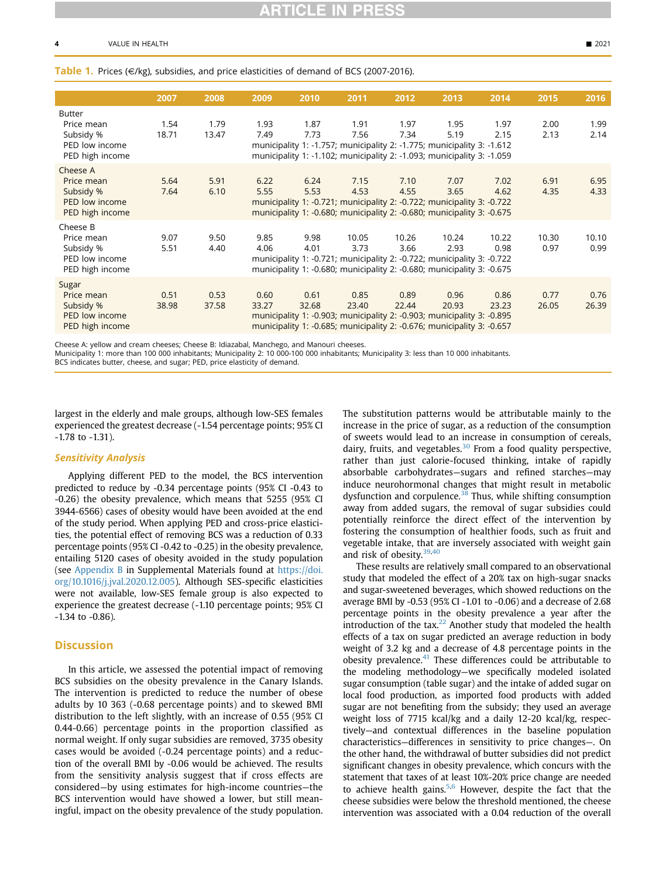**Table 1.** Prices (€/kg), subsidies, and price elasticities of demand of BCS (2007-2016).

| | 2007 | 2008 | 2009 | 2010 | 2011 | 2012 | 2013 | 2014 | 2015 | 2016 |
|---|---|---|---|---|---|---|---|---|---|---|
| Butter | | | | | | | | | | |
| Price mean | 1.54 | 1.79 | 1.93 | 1.87 | 1.91 | 1.97 | 1.95 | 1.97 | 2.00 | 1.99 |
| Subsidy % | 18.71 | 13.47 | 7.49 | 7.73 | 7.56 | 7.34 | 5.19 | 2.15 | 2.13 | 2.14 |
| PED low income | | | municipality 1: -1.757; municipality 2: -1.775; municipality 3: -1.612 | | | | | | | |
| PED high income | | | municipality 1: -1.102; municipality 2: -1.093; municipality 3: -1.059 | | | | | | | |
| Cheese A | | | | | | | | | | |
| Price mean | 5.64 | 5.91 | 6.22 | 6.24 | 7.15 | 7.10 | 7.07 | 7.02 | 6.91 | 6.95 |
| Subsidy % | 7.64 | 6.10 | 5.55 | 5.53 | 4.53 | 4.55 | 3.65 | 4.62 | 4.35 | 4.33 |
| PED low income | | | municipality 1: -0.721; municipality 2: -0.722; municipality 3: -0.722 | | | | | | | |
| PED high income | | | municipality 1: -0.680; municipality 2: -0.680; municipality 3: -0.675 | | | | | | | |
| Cheese B | | | | | | | | | | |
| Price mean | 9.07 | 9.50 | 9.85 | 9.98 | 10.05 | 10.26 | 10.24 | 10.22 | 10.30 | 10.10 |
| Subsidy % | 5.51 | 4.40 | 4.06 | 4.01 | 3.73 | 3.66 | 2.93 | 0.98 | 0.97 | 0.99 |
| PED low income | | | municipality 1: -0.721; municipality 2: -0.722; municipality 3: -0.722 | | | | | | | |
| PED high income | | | municipality 1: -0.680; municipality 2: -0.680; municipality 3: -0.675 | | | | | | | |
| Sugar | | | | | | | | | | |
| Price mean | 0.51 | 0.53 | 0.60 | 0.61 | 0.85 | 0.89 | 0.96 | 0.86 | 0.77 | 0.76 |
| Subsidy % | 38.98 | 37.58 | 33.27 | 32.68 | 23.40 | 22.44 | 20.93 | 23.23 | 26.05 | 26.39 |
| PED low income | | | municipality 1: -0.903; municipality 2: -0.903; municipality 3: -0.895 | | | | | | | |
| PED high income | | | municipality 1: -0.685; municipality 2: -0.676; municipality 3: -0.657 | | | | | | | |

Cheese A: yellow and cream cheeses; Cheese B: Idiazabal, Manchego, and Manouri cheeses.
Municipality 1: more than 100 000 inhabitants; Municipality 2: 10 000-100 000 inhabitants; Municipality 3: less than 10 000 inhabitants.
BCS indicates butter, cheese, and sugar; PED, price elasticity of demand.

largest in the elderly and male groups, although low-SES females experienced the greatest decrease (-1.54 percentage points; 95% CI -1.78 to -1.31).

### Sensitivity Analysis

Applying different PED to the model, the BCS intervention predicted to reduce by -0.34 percentage points (95% CI -0.43 to -0.26) the obesity prevalence, which means that 5255 (95% CI 3944-6566) cases of obesity would have been avoided at the end of the study period. When applying PED and cross-price elasticities, the potential effect of removing BCS was a reduction of 0.33 percentage points (95% CI -0.42 to -0.25) in the obesity prevalence, entailing 5120 cases of obesity avoided in the study population (see Appendix B in Supplemental Materials found at https://doi.org/10.1016/j.jval.2020.12.005). Although SES-specific elasticities were not available, low-SES female group is also expected to experience the greatest decrease (-1.10 percentage points; 95% CI -1.34 to -0.86).

## Discussion

In this article, we assessed the potential impact of removing BCS subsidies on the obesity prevalence in the Canary Islands. The intervention is predicted to reduce the number of obese adults by 10 363 (-0.68 percentage points) and to skewed BMI distribution to the left slightly, with an increase of 0.55 (95% CI 0.44-0.66) percentage points in the proportion classified as normal weight. If only sugar subsidies are removed, 3735 obesity cases would be avoided (-0.24 percentage points) and a reduction of the overall BMI by -0.06 would be achieved. The results from the sensitivity analysis suggest that if cross effects are considered—by using estimates for high-income countries—the BCS intervention would have showed a lower, but still meaningful, impact on the obesity prevalence of the study population. The substitution patterns would be attributable mainly to the increase in the price of sugar, as a reduction of the consumption of sweets would lead to an increase in consumption of cereals, dairy, fruits, and vegetables.[30] From a food quality perspective, rather than just calorie-focused thinking, intake of rapidly absorbable carbohydrates—sugars and refined starches—may induce neurohormonal changes that might result in metabolic dysfunction and corpulence.[38] Thus, while shifting consumption away from added sugars, the removal of sugar subsidies could potentially reinforce the direct effect of the intervention by fostering the consumption of healthier foods, such as fruit and vegetable intake, that are inversely associated with weight gain and risk of obesity.[39,40]

These results are relatively small compared to an observational study that modeled the effect of a 20% tax on high-sugar snacks and sugar-sweetened beverages, which showed reductions on the average BMI by -0.53 (95% CI -1.01 to -0.06) and a decrease of 2.68 percentage points in the obesity prevalence a year after the introduction of the tax.[22] Another study that modeled the health effects of a tax on sugar predicted an average reduction in body weight of 3.2 kg and a decrease of 4.8 percentage points in the obesity prevalence.[41] These differences could be attributable to the modeling methodology—we specifically modeled isolated sugar consumption (table sugar) and the intake of added sugar on local food production, as imported food products with added sugar are not benefiting from the subsidy; they used an average weight loss of 7715 kcal/kg and a daily 12-20 kcal/kg, respectively—and contextual differences in the baseline population characteristics—differences in sensitivity to price changes—. On the other hand, the withdrawal of butter subsidies did not predict significant changes in obesity prevalence, which concurs with the statement that taxes of at least 10%-20% price change are needed to achieve health gains.[5,6] However, despite the fact that the cheese subsidies were below the threshold mentioned, the cheese intervention was associated with a 0.04 reduction of the overall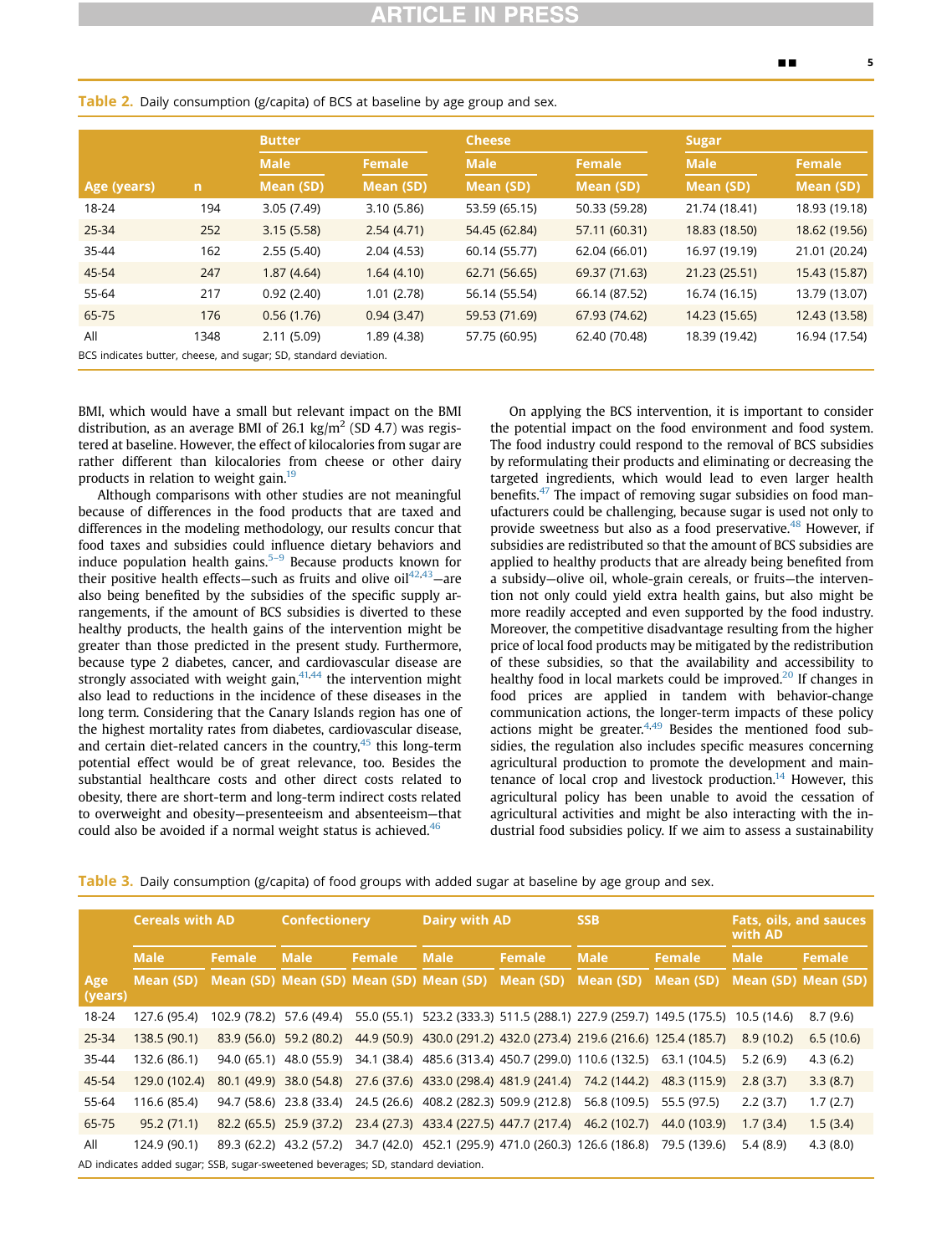Table 2. Daily consumption (g/capita) of BCS at baseline by age group and sex.

| | | Butter | | Cheese | | Sugar | |
|---|---|---|---|---|---|---|---|
| | | Male | Female | Male | Female | Male | Female |
| Age (years) | n | Mean (SD) | Mean (SD) | Mean (SD) | Mean (SD) | Mean (SD) | Mean (SD) |
| 18-24 | 194 | 3.05 (7.49) | 3.10 (5.86) | 53.59 (65.15) | 50.33 (59.28) | 21.74 (18.41) | 18.93 (19.18) |
| 25-34 | 252 | 3.15 (5.58) | 2.54 (4.71) | 54.45 (62.84) | 57.11 (60.31) | 18.83 (18.50) | 18.62 (19.56) |
| 35-44 | 162 | 2.55 (5.40) | 2.04 (4.53) | 60.14 (55.77) | 62.04 (66.01) | 16.97 (19.19) | 21.01 (20.24) |
| 45-54 | 247 | 1.87 (4.64) | 1.64 (4.10) | 62.71 (56.65) | 69.37 (71.63) | 21.23 (25.51) | 15.43 (15.87) |
| 55-64 | 217 | 0.92 (2.40) | 1.01 (2.78) | 56.14 (55.54) | 66.14 (87.52) | 16.74 (16.15) | 13.79 (13.07) |
| 65-75 | 176 | 0.56 (1.76) | 0.94 (3.47) | 59.53 (71.69) | 67.93 (74.62) | 14.23 (15.65) | 12.43 (13.58) |
| All | 1348 | 2.11 (5.09) | 1.89 (4.38) | 57.75 (60.95) | 62.40 (70.48) | 18.39 (19.42) | 16.94 (17.54) |

BCS indicates butter, cheese, and sugar; SD, standard deviation.

BMI, which would have a small but relevant impact on the BMI distribution, as an average BMI of 26.1 kg/m$^2$ (SD 4.7) was registered at baseline. However, the effect of kilocalories from sugar are rather different than kilocalories from cheese or other dairy products in relation to weight gain.[19]

Although comparisons with other studies are not meaningful because of differences in the food products that are taxed and differences in the modeling methodology, our results concur that food taxes and subsidies could influence dietary behaviors and induce population health gains.[5–9] Because products known for their positive health effects—such as fruits and olive oil[42,43]—are also being benefited by the subsidies of the specific supply arrangements, if the amount of BCS subsidies is diverted to these healthy products, the health gains of the intervention might be greater than those predicted in the present study. Furthermore, because type 2 diabetes, cancer, and cardiovascular disease are strongly associated with weight gain,[41,44] the intervention might also lead to reductions in the incidence of these diseases in the long term. Considering that the Canary Islands region has one of the highest mortality rates from diabetes, cardiovascular disease, and certain diet-related cancers in the country,[45] this long-term potential effect would be of great relevance, too. Besides the substantial healthcare costs and other direct costs related to obesity, there are short-term and long-term indirect costs related to overweight and obesity—presenteeism and absenteeism—that could also be avoided if a normal weight status is achieved.[46]

On applying the BCS intervention, it is important to consider the potential impact on the food environment and food systems. The food industry could respond to the removal of BCS subsidies by reformulating their products and eliminating or decreasing the targeted ingredients, which would lead to even larger health benefits.[47] The impact of removing sugar subsidies on food manufacturers could be challenging, because sugar is used not only to provide sweetness but also as a food preservative.[48] However, if subsidies are redistributed so that the amount of BCS subsidies are applied to healthy products that are already being benefited from a subsidy—olive oil, whole-grain cereals, or fruits—the intervention not only could yield extra health gains, but also might be more readily accepted and even supported by the food industry. Moreover, the competitive disadvantage resulting from the higher price of local food products may be mitigated by the redistribution of these subsidies, so that the availability and accessibility to healthy food in local markets could be improved.[20] If changes in food prices are applied in tandem with behavior-change communication actions, the longer-term impacts of these policy actions might be greater.[4,49] Besides the mentioned food subsidies, the regulation also includes specific measures concerning agricultural production to promote the development and maintenance of local crop and livestock production.[14] However, this agricultural policy has been unable to avoid the cessation of agricultural activities and might be also interacting with the industrial food subsidies policy. If we aim to assess a sustainability

Table 3. Daily consumption (g/capita) of food groups with added sugar at baseline by age group and sex.

| | Cereals with AD | | Confectionery | | Dairy with AD | | SSB | | Fats, oils, and sauces with AD | |
|---|---|---|---|---|---|---|---|---|---|---|
| | Male | Female | Male | Female | Male | Female | Male | Female | Male | Female |
| Age (years) | Mean (SD) | Mean (SD) | Mean (SD) | Mean (SD) | Mean (SD) | Mean (SD) | Mean (SD) | Mean (SD) | Mean (SD) | Mean (SD) |
| 18-24 | 127.6 (95.4) | 102.9 (78.2) | 57.6 (49.4) | 55.0 (55.1) | 523.2 (333.3) | 511.5 (288.1) | 227.9 (259.7) | 149.5 (175.5) | 10.5 (14.6) | 8.7 (9.6) |
| 25-34 | 138.5 (90.1) | 83.9 (56.0) | 59.2 (80.2) | 44.9 (50.9) | 430.0 (291.2) | 432.0 (273.4) | 219.6 (216.6) | 125.4 (185.7) | 8.9 (10.2) | 6.5 (10.6) |
| 35-44 | 132.6 (86.1) | 94.0 (65.1) | 48.0 (55.9) | 34.1 (38.4) | 485.6 (313.4) | 450.7 (299.0) | 110.6 (132.5) | 63.1 (104.5) | 5.2 (6.9) | 4.3 (6.2) |
| 45-54 | 129.0 (102.4) | 80.1 (49.9) | 38.0 (54.8) | 27.6 (37.6) | 433.0 (298.4) | 481.9 (241.4) | 74.2 (144.2) | 48.3 (115.9) | 2.8 (3.7) | 3.3 (8.7) |
| 55-64 | 116.6 (85.4) | 94.7 (58.6) | 23.8 (33.4) | 24.5 (26.6) | 408.2 (282.3) | 509.9 (212.8) | 56.8 (109.5) | 55.5 (97.5) | 2.2 (3.7) | 1.7 (2.7) |
| 65-75 | 95.2 (71.1) | 82.2 (65.5) | 25.9 (37.2) | 23.4 (27.3) | 433.4 (227.5) | 447.7 (217.4) | 46.2 (102.7) | 44.0 (103.9) | 1.7 (3.4) | 1.5 (3.4) |
| All | 124.9 (90.1) | 89.3 (62.2) | 43.2 (57.2) | 34.7 (42.0) | 452.1 (295.9) | 471.0 (260.3) | 126.6 (186.8) | 79.5 (139.6) | 5.4 (8.9) | 4.3 (8.0) |

AD indicates added sugar; SSB, sugar-sweetened beverages; SD, standard deviation.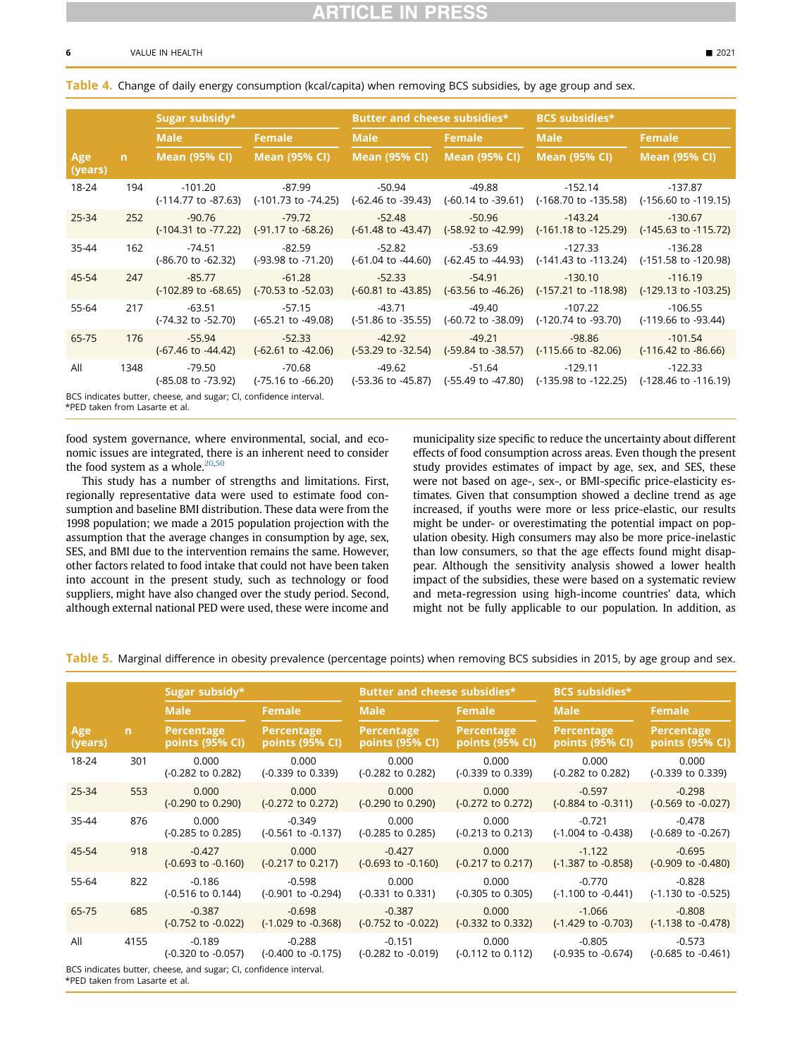**Table 4.** Change of daily energy consumption (kcal/capita) when removing BCS subsidies, by age group and sex.

| Age (years) | n | Sugar subsidy* | | Butter and cheese subsidies* | | BCS subsidies* | |
|---|---|---|---|---|---|---|---|
| | | Male | Female | Male | Female | Male | Female |
| | | Mean (95% CI) | Mean (95% CI) | Mean (95% CI) | Mean (95% CI) | Mean (95% CI) | Mean (95% CI) |
| 18-24 | 194 | -101.20 (-114.77 to -87.63) | -87.99 (-101.73 to -74.25) | -50.94 (-62.46 to -39.43) | -49.88 (-60.14 to -39.61) | -152.14 (-168.70 to -135.58) | -137.87 (-156.60 to -119.15) |
| 25-34 | 252 | -90.76 (-104.31 to -77.22) | -79.72 (-91.17 to -68.26) | -52.48 (-61.48 to -43.47) | -50.96 (-58.92 to -42.99) | -143.24 (-161.18 to -125.29) | -130.67 (-145.63 to -115.72) |
| 35-44 | 162 | -74.51 (-86.70 to -62.32) | -82.59 (-93.98 to -71.20) | -52.82 (-61.04 to -44.60) | -53.69 (-62.45 to -44.93) | -127.33 (-141.43 to -113.24) | -136.28 (-151.58 to -120.98) |
| 45-54 | 247 | -85.77 (-102.89 to -68.65) | -61.28 (-70.53 to -52.03) | -52.33 (-60.81 to -43.85) | -54.91 (-63.56 to -46.26) | -130.10 (-157.21 to -118.98) | -116.19 (-129.13 to -103.25) |
| 55-64 | 217 | -63.51 (-74.32 to -52.70) | -57.15 (-65.21 to -49.08) | -43.71 (-51.86 to -35.55) | -49.40 (-60.72 to -38.09) | -107.22 (-120.74 to -93.70) | -106.55 (-119.66 to -93.44) |
| 65-75 | 176 | -55.94 (-67.46 to -44.42) | -52.33 (-62.61 to -42.06) | -42.92 (-53.29 to -32.54) | -49.21 (-59.84 to -38.57) | -98.86 (-115.66 to -82.06) | -101.54 (-116.42 to -86.66) |
| All | 1348 | -79.50 (-85.08 to -73.92) | -70.68 (-75.16 to -66.20) | -49.62 (-53.36 to -45.87) | -51.64 (-55.49 to -47.80) | -129.11 (-135.98 to -122.25) | -122.33 (-128.46 to -116.19) |

BCS indicates butter, cheese, and sugar; CI, confidence interval.
*PED taken from Lasarte et al.

food system governance, where environmental, social, and economic issues are integrated, there is an inherent need to consider the food system as a whole.[20,50]

This study has a number of strengths and limitations. First, regionally representative data were used to estimate food consumption and baseline BMI distribution. These data were from the 1998 population; we made a 2015 population projection with the assumption that the average changes in consumption by age, sex, SES, and BMI due to the intervention remains the same. However, other factors related to food intake that could not have been taken into account in the present study, such as technology or food suppliers, might have also changed over the study period. Second, although external national PED were used, these were income and municipality size specific to reduce the uncertainty about different effects of food consumption across areas. Even though the present study provides estimates of impact by age, sex, and SES, these were not based on age-, sex-, or BMI-specific price-elasticity estimates. Given that consumption showed a decline trend as age increased, if youths were more or less price-elastic, our results might be under- or overestimating the potential impact on population obesity. High consumers may also be more price-inelastic than low consumers, so that the age effects found might disappear. Although the sensitivity analysis showed a lower health impact of the subsidies, these were based on a systematic review and meta-regression using high-income countries' data, which might not be fully applicable to our population. In addition, as

**Table 5.** Marginal difference in obesity prevalence (percentage points) when removing BCS subsidies in 2015, by age group and sex.

| Age (years) | n | Sugar subsidy* | | Butter and cheese subsidies* | | BCS subsidies* | |
|---|---|---|---|---|---|---|---|
| | | Male | Female | Male | Female | Male | Female |
| | | Percentage points (95% CI) | Percentage points (95% CI) | Percentage points (95% CI) | Percentage points (95% CI) | Percentage points (95% CI) | Percentage points (95% CI) |
| 18-24 | 301 | 0.000 (-0.282 to 0.282) | 0.000 (-0.339 to 0.339) | 0.000 (-0.282 to 0.282) | 0.000 (-0.339 to 0.339) | 0.000 (-0.282 to 0.282) | 0.000 (-0.339 to 0.339) |
| 25-34 | 553 | 0.000 (-0.290 to 0.290) | 0.000 (-0.272 to 0.272) | 0.000 (-0.290 to 0.290) | 0.000 (-0.272 to 0.272) | -0.597 (-0.884 to -0.311) | -0.298 (-0.569 to -0.027) |
| 35-44 | 876 | 0.000 (-0.285 to 0.285) | -0.349 (-0.561 to -0.137) | 0.000 (-0.285 to 0.285) | 0.000 (-0.213 to 0.213) | -0.721 (-1.004 to -0.438) | -0.478 (-0.689 to -0.267) |
| 45-54 | 918 | -0.427 (-0.693 to -0.160) | 0.000 (-0.217 to 0.217) | -0.427 (-0.693 to -0.160) | 0.000 (-0.217 to 0.217) | -1.122 (-1.387 to -0.858) | -0.695 (-0.909 to -0.480) |
| 55-64 | 822 | -0.186 (-0.516 to 0.144) | -0.598 (-0.901 to -0.294) | 0.000 (-0.331 to 0.331) | 0.000 (-0.305 to 0.305) | -0.770 (-1.100 to -0.441) | -0.828 (-1.130 to -0.525) |
| 65-75 | 685 | -0.387 (-0.752 to -0.022) | -0.698 (-1.029 to -0.368) | -0.387 (-0.752 to -0.022) | 0.000 (-0.332 to 0.332) | -1.066 (-1.429 to -0.703) | -0.808 (-1.138 to -0.478) |
| All | 4155 | -0.189 (-0.320 to -0.057) | -0.288 (-0.400 to -0.175) | -0.151 (-0.282 to -0.019) | 0.000 (-0.112 to 0.112) | -0.805 (-0.935 to -0.674) | -0.573 (-0.685 to -0.461) |

BCS indicates butter, cheese, and sugar; CI, confidence interval.
*PED taken from Lasarte et al.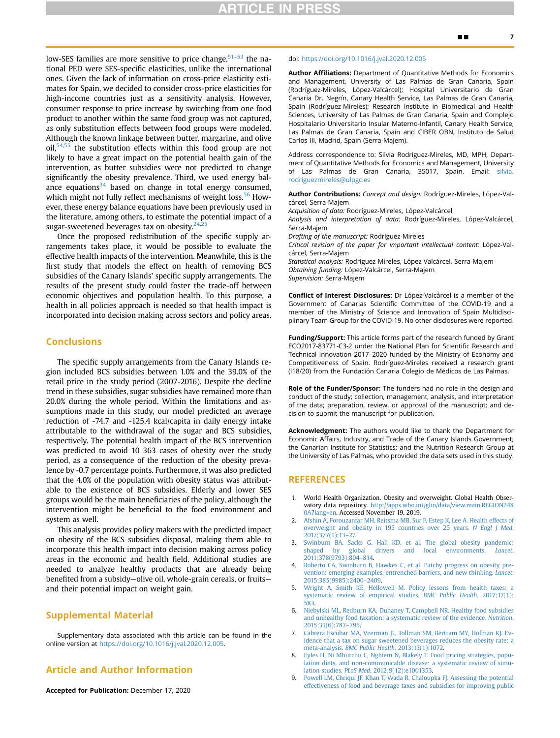low-SES families are more sensitive to price change,[51–53] the national PED were SES-specific elasticities, unlike the international ones. Given the lack of information on cross-price elasticity estimates for Spain, we decided to consider cross-price elasticities for high-income countries just as a sensitivity analysis. However, consumer response to price increase by switching from one food product to another within the same food group was not captured, as only substitution effects between food groups were modeled. Although the known linkage between butter, margarine, and olive oil,[54,55] the substitution effects within this food group are not likely to have a great impact on the potential health gain of the intervention, as butter subsidies were not predicted to change significantly the obesity prevalence. Third, we used energy balance equations[34] based on change in total energy consumed, which might not fully reflect mechanisms of weight loss.[56] However, these energy balance equations have been previously used in the literature, among others, to estimate the potential impact of a sugar-sweetened beverages tax on obesity.[24,25]

Once the proposed redistribution of the specific supply arrangements takes place, it would be possible to evaluate the effective health impacts of the intervention. Meanwhile, this is the first study that models the effect on health of removing BCS subsidies of the Canary Islands' specific supply arrangements. The results of the present study could foster the trade-off between economic objectives and population health. To this purpose, a health in all policies approach is needed so that health impact is incorporated into decision making across sectors and policy areas.

## Conclusions

The specific supply arrangements from the Canary Islands region included BCS subsidies between 1.0% and the 39.0% of the retail price in the study period (2007-2016). Despite the decline trend in these subsidies, sugar subsidies have remained more than 20.0% during the whole period. Within the limitations and assumptions made in this study, our model predicted an average reduction of -74.7 and -125.4 kcal/capita in daily energy intake attributable to the withdrawal of the sugar and BCS subsidies, respectively. The potential health impact of the BCS intervention was predicted to avoid 10 363 cases of obesity over the study period, as a consequence of the reduction of the obesity prevalence by -0.7 percentage points. Furthermore, it was also predicted that the 4.0% of the population with obesity status was attributable to the existence of BCS subsidies. Elderly and lower SES groups would be the main beneficiaries of the policy, although the intervention might be beneficial to the food environment and system as well.

This analysis provides policy makers with the predicted impact on obesity of the BCS subsidies disposal, making them able to incorporate this health impact into decision making across policy areas in the economic and health field. Additional studies are needed to analyze healthy products that are already being benefited from a subsidy—olive oil, whole-grain cereals, or fruits—and their potential impact on weight gain.

## Supplemental Material

Supplementary data associated with this article can be found in the online version at https://doi.org/10.1016/j.jval.2020.12.005.

## Article and Author Information

**Accepted for Publication:** December 17, 2020

doi: https://doi.org/10.1016/j.jval.2020.12.005

**Author Affiliations:** Department of Quantitative Methods for Economics and Management, University of Las Palmas de Gran Canaria, Spain (Rodríguez-Mireles, López-Valcárcel); Hospital Universitario de Gran Canaria Dr. Negrín, Canary Health Service, Las Palmas de Gran Canaria, Spain (Rodríguez-Mireles); Research Institute in Biomedical and Health Sciences, University of Las Palmas de Gran Canaria, Spain and Complejo Hospitalario Universitario Insular Materno-Infantil, Canary Health Service, Las Palmas de Gran Canaria, Spain and CIBER OBN, Instituto de Salud Carlos III, Madrid, Spain (Serra-Majem).

Address correspondence to: Silvia Rodríguez-Mireles, MD, MPH, Department of Quantitative Methods for Economics and Management, University of Las Palmas de Gran Canaria, 35017, Spain. Email: silvia.rodriguezmireles@ulpgc.es

**Author Contributions:** *Concept and design:* Rodríguez-Mireles, López-Valcárcel, Serra-Majem
*Acquisition of data:* Rodríguez-Mireles, López-Valcárcel
*Analysis and interpretation of data:* Rodríguez-Mireles, López-Valcárcel, Serra-Majem
*Drafting of the manuscript:* Rodríguez-Mireles
*Critical revision of the paper for important intellectual content:* López-Valcárcel, Serra-Majem
*Statistical analysis:* Rodríguez-Mireles, López-Valcárcel, Serra-Majem
*Obtaining funding:* López-Valcárcel, Serra-Majem
*Supervision:* Serra-Majem

**Conflict of Interest Disclosures:** Dr López-Valcárcel is a member of the Government of Canarias Scientific Committee of the COVID-19 and a member of the Ministry of Science and Innovation of Spain Multidisciplinary Team Group for the COVID-19. No other disclosures were reported.

**Funding/Support:** This article forms part of the research funded by Grant ECO2017-83771-C3-2 under the National Plan for Scientific Research and Technical Innovation 2017–2020 funded by the Ministry of Economy and Competitiveness of Spain. Rodríguez-Mireles received a research grant (I18/20) from the Fundación Canaria Colegio de Médicos de Las Palmas.

**Role of the Funder/Sponsor:** The funders had no role in the design and conduct of the study; collection, management, analysis, and interpretation of the data; preparation, review, or approval of the manuscript; and decision to submit the manuscript for publication.

**Acknowledgment:** The authors would like to thank the Department for Economic Affairs, Industry, and Trade of the Canary Islands Government; the Canarian Institute for Statistics; and the Nutrition Research Group at the University of Las Palmas, who provided the data sets used in this study.

## REFERENCES

1. World Health Organization. Obesity and overweight. Global Health Observatory data repository. http://apps.who.int/gho/data/view.main.REGION2480A?lang=en. Accessed November 19, 2019.
2. Afshin A, Forouzanfar MH, Reitsma MB, Sur P, Estep K, Lee A. Health effects of overweight and obesity in 195 countries over 25 years. *N Engl J Med.* 2017;377(1):13–27.
3. Swinburn BA, Sacks G, Hall KD, et al. The global obesity pandemic: shaped by global drivers and local environments. *Lancet.* 2011;378(9793):804–814.
4. Roberto CA, Swinburn B, Hawkes C, et al. Patchy progress on obesity prevention: emerging examples, entrenched barriers, and new thinking. *Lancet.* 2015;385(9985):2400–2409.
5. Wright A, Smith KE, Hellowell M. Policy lessons from health taxes: a systematic review of empirical studies. *BMC Public Health.* 2017;17(1):583.
6. Niebylski ML, Redburn KA, Duhaney T, Campbell NR. Healthy food subsidies and unhealthy food taxation: a systematic review of the evidence. *Nutrition.* 2015;31(6):787–795.
7. Cabrera Escobar MA, Veerman JL, Tollman SM, Bertram MY, Hofman KJ. Evidence that a tax on sugar sweetened beverages reduces the obesity rate: a meta-analysis. *BMC Public Health.* 2013;13(1):1072.
8. Eyles H, Ni Mhurchu C, Nghiem N, Blakely T. Food pricing strategies, population diets, and non-communicable disease: a systematic review of simulation studies. *PLoS Med.* 2012;9(12):e1001353.
9. Powell LM, Chriqui JF, Khan T, Wada R, Chaloupka FJ. Assessing the potential effectiveness of food and beverage taxes and subsidies for improving public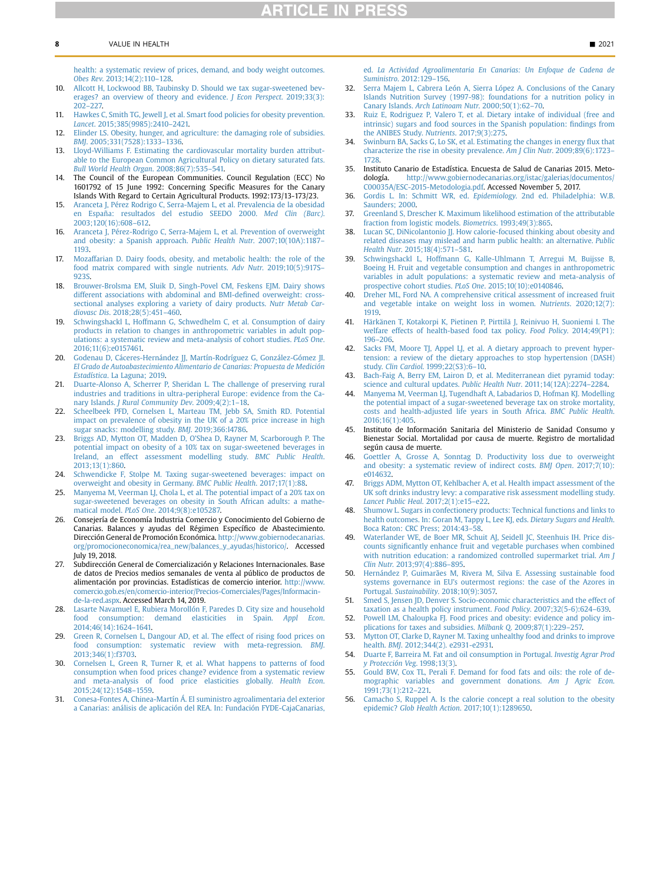health: a systematic review of prices, demand, and body weight outcomes. *Obes Rev*. 2013;14(2):110–128.

10. Allcott H, Lockwood BB, Taubinsky D. Should we tax sugar-sweetened beverages? an overview of theory and evidence. *J Econ Perspect*. 2019;33(3): 202–227.
11. Hawkes C, Smith TG, Jewell J, et al. Smart food policies for obesity prevention. *Lancet*. 2015;385(9985):2410–2421.
12. Elinder LS. Obesity, hunger, and agriculture: the damaging role of subsidies. *BMJ*. 2005;331(7528):1333–1336.
13. Lloyd-Williams F. Estimating the cardiovascular mortality burden attributable to the European Common Agricultural Policy on dietary saturated fats. *Bull World Health Organ*. 2008;86(7):535–541.
14. The Council of the European Communities. Council Regulation (ECC) No 1601792 of 15 June 1992: Concerning Specific Measures for the Canary Islands With Regard to Certain Agricultural Products. 1992:173/13-173/23.
15. Aranceta J, Pérez Rodrigo C, Serra-Majem L, et al. Prevalencia de la obesidad en España: resultados del estudio SEEDO 2000. *Med Clin (Barc)*. 2003;120(16):608–612.
16. Aranceta J, Pérez-Rodrigo C, Serra-Majem L, et al. Prevention of overweight and obesity: a Spanish approach. *Public Health Nutr*. 2007;10(10A):1187–1193.
17. Mozaffarian D. Dairy foods, obesity, and metabolic health: the role of the food matrix compared with single nutrients. *Adv Nutr*. 2019;10(5):917S–923S.
18. Brouwer-Brolsma EM, Sluik D, Singh-Povel CM, Feskens EJM. Dairy shows different associations with abdominal and BMI-defined overweight: cross-sectional analyses exploring a variety of dairy products. *Nutr Metab Cardiovasc Dis*. 2018;28(5):451–460.
19. Schwingshackl L, Hoffmann G, Schwedhelm C, et al. Consumption of dairy products in relation to changes in anthropometric variables in adult populations: a systematic review and meta-analysis of cohort studies. *PLoS One*. 2016;11(6):e0157461.
20. Godenau D, Cáceres-Hernández JJ, Martín-Rodríguez G, González-Gómez JI. *El Grado de Autoabastecimiento Alimentario de Canarias: Propuesta de Medición Estadística*. La Laguna; 2019.
21. Duarte-Alonso A, Scherrer P, Sheridan L. The challenge of preserving rural industries and traditions in ultra-peripheral Europe: evidence from the Canary Islands. *J Rural Community Dev*. 2009;4(2):1–18.
22. Scheelbeek PFD, Cornelsen L, Marteau TM, Jebb SA, Smith RD. Potential impact on prevalence of obesity in the UK of a 20% price increase in high sugar snacks: modelling study. *BMJ*. 2019;366:l4786.
23. Briggs AD, Mytton OT, Madden D, O'Shea D, Rayner M, Scarborough P. The potential impact on obesity of a 10% tax on sugar-sweetened beverages in Ireland, an effect assessment modelling study. *BMC Public Health*. 2013;13(1):860.
24. Schwendicke F, Stolpe M. Taxing sugar-sweetened beverages: impact on overweight and obesity in Germany. *BMC Public Health*. 2017;17(1):88.
25. Manyema M, Veerman LJ, Chola L, et al. The potential impact of a 20% tax on sugar-sweetened beverages on obesity in South African adults: a mathematical model. *PLoS One*. 2014;9(8):e105287.
26. Consejería de Economía Industria Comercio y Conocimiento del Gobierno de Canarias. Balances y ayudas del Régimen Específico de Abastecimiento. Dirección General de Promoción Económica. http://www.gobiernodecanarias.org/promocioneconomica/rea_new/balances_y_ayudas/historico/. Accessed July 19, 2018.
27. Subdirección General de Comercialización y Relaciones Internacionales. Base de datos de Precios medios semanales de venta al público de productos de alimentación por provincias. Estadísticas de comercio interior. http://www.comercio.gob.es/en/comercio-interior/Precios-Comerciales/Pages/Informacin-de-la-red.aspx. Accessed March 14, 2019.
28. Lasarte Navamuel E, Rubiera Morollón F, Paredes D. City size and household food consumption: demand elasticities in Spain. *Appl Econ*. 2014;46(14):1624–1641.
29. Green R, Cornelsen L, Dangour AD, et al. The effect of rising food prices on food consumption: systematic review with meta-regression. *BMJ*. 2013;346(1):f3703.
30. Cornelsen L, Green R, Turner R, et al. What happens to patterns of food consumption when food prices change? evidence from a systematic review and meta-analysis of food price elasticities globally. *Health Econ*. 2015;24(12):1548–1559.
31. Conesa-Fontes A, Chinea-Martín Á. El suministro agroalimentario del exterior a Canarias: análisis de aplicación del REA. In: Fundación FYDE-CajaCanarias, ed. *La Actividad Agroalimentaria En Canarias: Un Enfoque de Cadena de Suministro*. 2012:129–156.
32. Serra Majem L, Cabrera León A, Sierra López A. Conclusions of the Canary Islands Nutrition Survey (1997-98): foundations for a nutrition policy in Canary Islands. *Arch Latinoam Nutr*. 2000;50(1):62–70.
33. Ruiz E, Rodriguez P, Valero T, et al. Dietary intake of individual (free and intrinsic) sugars and food sources in the Spanish population: findings from the ANIBES Study. *Nutrients*. 2017;9(3):275.
34. Swinburn BA, Sacks G, Lo SK, et al. Estimating the changes in energy flux that characterize the rise in obesity prevalence. *Am J Clin Nutr*. 2009;89(6):1723–1728.
35. Instituto Canario de Estadística. Encuesta de Salud de Canarias 2015. Metodología. http://www.gobiernodecanarias.org/istac/galerias/documentos/C00035A/ESC-2015-Metodologia.pdf. Accessed November 5, 2017.
36. Gordis L. In: Schmitt WR, ed. *Epidemiology*. 2nd ed. Philadelphia: W.B. Saunders; 2000.
37. Greenland S, Drescher K. Maximum likelihood estimation of the attributable fraction from logistic models. *Biometrics*. 1993;49(3):865.
38. Lucan SC, DiNicolantonio JJ. How calorie-focused thinking about obesity and related diseases may mislead and harm public health: an alternative. *Public Health Nutr*. 2015;18(4):571–581.
39. Schwingshackl L, Hoffmann G, Kalle-Uhlmann T, Arregui M, Buijsse B, Boeing H. Fruit and vegetable consumption and changes in anthropometric variables in adult populations: a systematic review and meta-analysis of prospective cohort studies. *PLoS One*. 2015;10(10):e0140846.
40. Dreher ML, Ford NA. A comprehensive critical assessment of increased fruit and vegetable intake on weight loss in women. *Nutrients*. 2020;12(7):1919.
41. Härkänen T, Kotakorpi K, Pietinen P, Pirttilä J, Reinivuo H, Suoniemi I. The welfare effects of health-based food tax policy. *Food Policy*. 2014;49(P1):196–206.
42. Sacks FM, Moore TJ, Appel LJ, et al. A dietary approach to prevent hypertension: a review of the dietary approaches to stop hypertension (DASH) study. *Clin Cardiol*. 1999;22(S3):6–10.
43. Bach-Faig A, Berry EM, Lairon D, et al. Mediterranean diet pyramid today: science and cultural updates. *Public Health Nutr*. 2011;14(12A):2274–2284.
44. Manyema M, Veerman LJ, Tugendhaft A, Labadarios D, Hofman KJ. Modelling the potential impact of a sugar-sweetened beverage tax on stroke mortality, costs and health-adjusted life years in South Africa. *BMC Public Health*. 2016;16(1):405.
45. Instituto de Información Sanitaria del Ministerio de Sanidad Consumo y Bienestar Social. Mortalidad por causa de muerte. Registro de mortalidad según causa de muerte.
46. Goettler A, Grosse A, Sonntag D. Productivity loss due to overweight and obesity: a systematic review of indirect costs. *BMJ Open*. 2017;7(10):e014632.
47. Briggs ADM, Mytton OT, Kehlbacher A, et al. Health impact assessment of the UK soft drinks industry levy: a comparative risk assessment modelling study. *Lancet Public Heal*. 2017;2(1):e15–e22.
48. Shumow L. Sugars in confectionery products: Technical functions and links to health outcomes. In: Goran M, Tappy L, Lee KJ, eds. *Dietary Sugars and Health*. Boca Raton: CRC Press; 2014:43–58.
49. Waterlander WE, de Boer MR, Schuit AJ, Seidell JC, Steenhuis IH. Price discounts significantly enhance fruit and vegetable purchases when combined with nutrition education: a randomized controlled supermarket trial. *Am J Clin Nutr*. 2013;97(4):886–895.
50. Hernández P, Guimarães M, Rivera M, Silva E. Assessing sustainable food systems governance in EU's outermost regions: the case of the Azores in Portugal. *Sustainability*. 2018;10(9):3057.
51. Smed S, Jensen JD, Denver S. Socio-economic characteristics and the effect of taxation as a health policy instrument. *Food Policy*. 2007;32(5-6):624–639.
52. Powell LM, Chaloupka FJ. Food prices and obesity: evidence and policy implications for taxes and subsidies. *Milbank Q*. 2009;87(1):229–257.
53. Mytton OT, Clarke D, Rayner M. Taxing unhealthy food and drinks to improve health. *BMJ*. 2012;344(2). e2931-e2931.
54. Duarte F, Barreira M. Fat and oil consumption in Portugal. *Investig Agrar Prod y Protección Veg*. 1998;13(3).
55. Gould BW, Cox TL, Perali F. Demand for food fats and oils: the role of demographic variables and government donations. *Am J Agric Econ*. 1991;73(1):212–221.
56. Camacho S, Ruppel A. Is the calorie concept a real solution to the obesity epidemic? *Glob Health Action*. 2017;10(1):1289650.